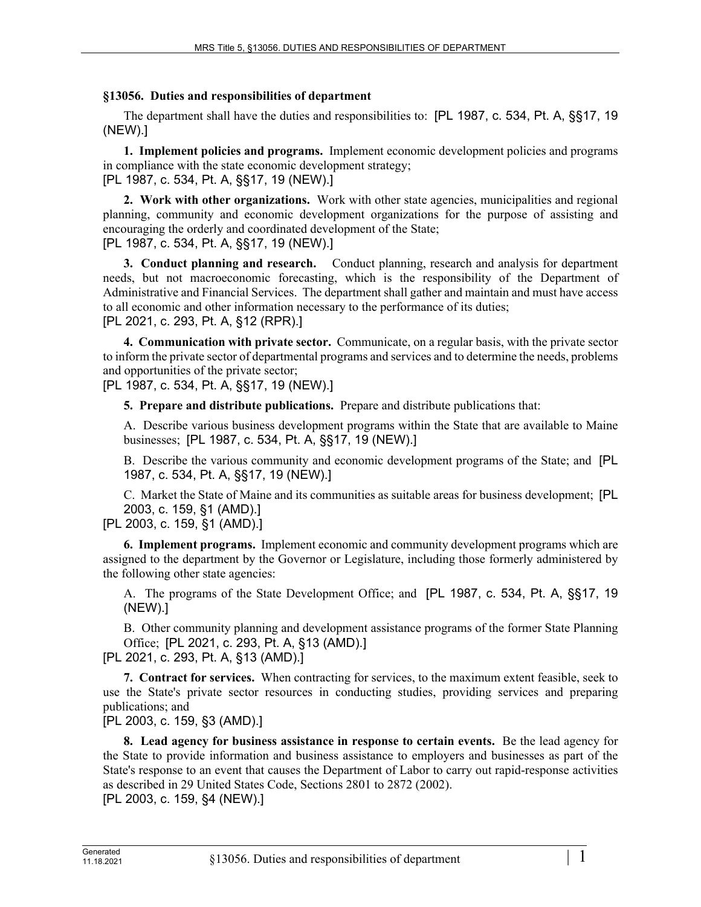### §13056. Duties and responsibilities of department

The department shall have the duties and responsibilities to: [PL 1987, c. 534, Pt. A, §§17, 19 (NEW).]

**1. Implement policies and programs.** Implement economic development policies and programs in compliance with the state economic development strategy;

[PL 1987, c. 534, Pt. A, §§17, 19 (NEW).]

**2. Work with other organizations.** Work with other state agencies, municipalities and regional planning, community and economic development organizations for the purpose of assisting and encouraging the orderly and coordinated development of the State;

[PL 1987, c. 534, Pt. A, §§17, 19 (NEW).]

**3. Conduct planning and research.** Conduct planning, research and analysis for department needs, but not macroeconomic forecasting, which is the responsibility of the Department of Administrative and Financial Services. The department shall gather and maintain and must have access to all economic and other information necessary to the performance of its duties;

[PL 2021, c. 293, Pt. A, §12 (RPR).]

**4. Communication with private sector.** Communicate, on a regular basis, with the private sector to inform the private sector of departmental programs and services and to determine the needs, problems and opportunities of the private sector;

[PL 1987, c. 534, Pt. A, §§17, 19 (NEW).]

**5. Prepare and distribute publications.** Prepare and distribute publications that:

A. Describe various business development programs within the State that are available to Maine businesses; [PL 1987, c. 534, Pt. A, §§17, 19 (NEW).]

B. Describe the various community and economic development programs of the State; and [PL 1987, c. 534, Pt. A, §§17, 19 (NEW).]

C. Market the State of Maine and its communities as suitable areas for business development; [PL 2003, c. 159, §1 (AMD).]

[PL 2003, c. 159, §1 (AMD).]

**6. Implement programs.** Implement economic and community development programs which are assigned to the department by the Governor or Legislature, including those formerly administered by the following other state agencies:

A. The programs of the State Development Office; and [PL 1987, c. 534, Pt. A, §§17, 19 (NEW).]

B. Other community planning and development assistance programs of the former State Planning Office; [PL 2021, c. 293, Pt. A, §13 (AMD).]

[PL 2021, c. 293, Pt. A, §13 (AMD).]

**7. Contract for services.** When contracting for services, to the maximum extent feasible, seek to use the State's private sector resources in conducting studies, providing services and preparing publications; and

[PL 2003, c. 159, §3 (AMD).]

**8. Lead agency for business assistance in response to certain events.** Be the lead agency for the State to provide information and business assistance to employers and businesses as part of the State's response to an event that causes the Department of Labor to carry out rapid-response activities as described in 29 United States Code, Sections 2801 to 2872 (2002).

[PL 2003, c. 159, §4 (NEW).]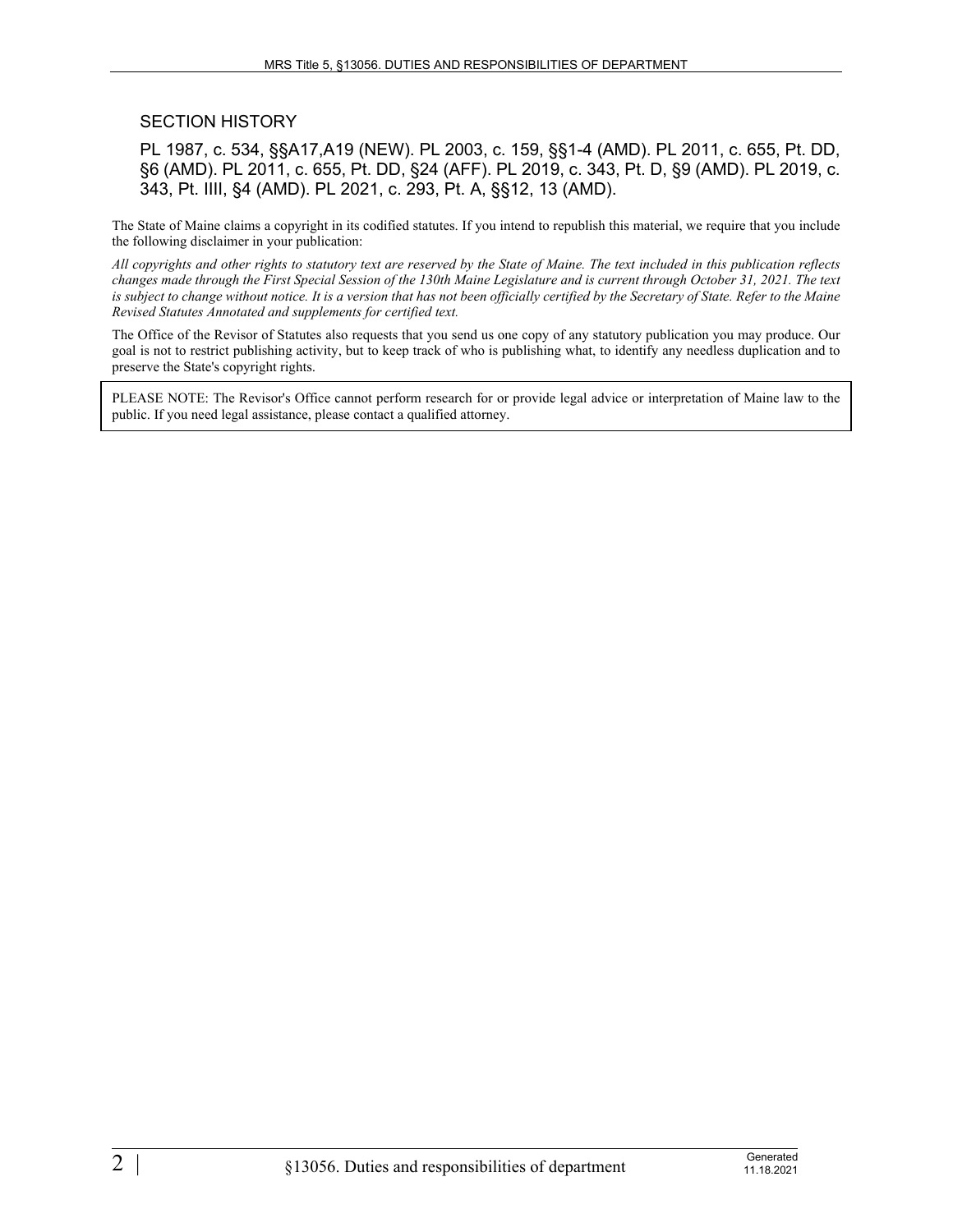## SECTION HISTORY

PL 1987, c. 534, §§A17,A19 (NEW). PL 2003, c. 159, §§1-4 (AMD). PL 2011, c. 655, Pt. DD, §6 (AMD). PL 2011, c. 655, Pt. DD, §24 (AFF). PL 2019, c. 343, Pt. D, §9 (AMD). PL 2019, c. 343, Pt. IIII, §4 (AMD). PL 2021, c. 293, Pt. A, §§12, 13 (AMD).

The State of Maine claims a copyright in its codified statutes. If you intend to republish this material, we require that you include the following disclaimer in your publication:

*All copyrights and other rights to statutory text are reserved by the State of Maine. The text included in this publication reflects changes made through the First Special Session of the 130th Maine Legislature and is current through October 31, 2021. The text is subject to change without notice. It is a version that has not been officially certified by the Secretary of State. Refer to the Maine Revised Statutes Annotated and supplements for certified text.*

The Office of the Revisor of Statutes also requests that you send us one copy of any statutory publication you may produce. Our goal is not to restrict publishing activity, but to keep track of who is publishing what, to identify any needless duplication and to preserve the State's copyright rights.

PLEASE NOTE: The Revisor's Office cannot perform research for or provide legal advice or interpretation of Maine law to the public. If you need legal assistance, please contact a qualified attorney.